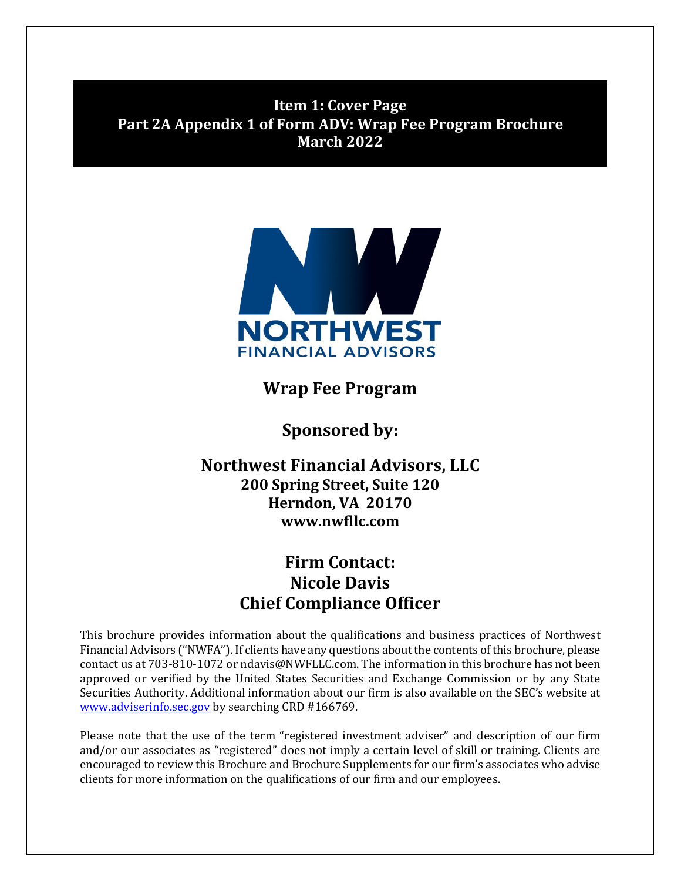# Item 1: Cover Page
## Part 2A Appendix 1 of Form ADV: Wrap Fee Program Brochure
## March 2022

NORTHWEST
FINANCIAL ADVISORS

## Wrap Fee Program

## Sponsored by:

## Northwest Financial Advisors, LLC
**200 Spring Street, Suite 120**
**Herndon, VA 20170**
**www.nwfllc.com**

## Firm Contact:
## Nicole Davis
## Chief Compliance Officer

This brochure provides information about the qualifications and business practices of Northwest Financial Advisors ("NWFA"). If clients have any questions about the contents of this brochure, please contact us at 703-810-1072 or ndavis@NWFLLC.com. The information in this brochure has not been approved or verified by the United States Securities and Exchange Commission or by any State Securities Authority. Additional information about our firm is also available on the SEC's website at www.adviserinfo.sec.gov by searching CRD #166769.

Please note that the use of the term "registered investment adviser" and description of our firm and/or our associates as "registered" does not imply a certain level of skill or training. Clients are encouraged to review this Brochure and Brochure Supplements for our firm's associates who advise clients for more information on the qualifications of our firm and our employees.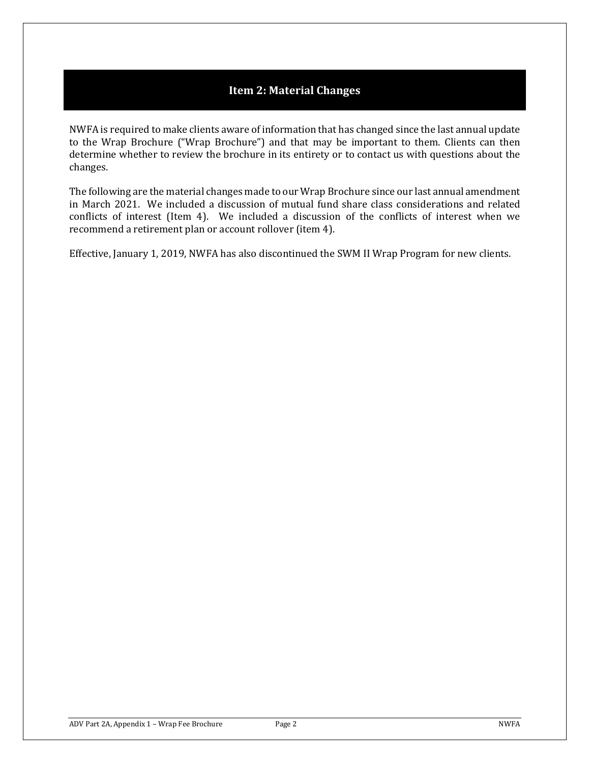## Item 2: Material Changes

NWFA is required to make clients aware of information that has changed since the last annual update to the Wrap Brochure ("Wrap Brochure") and that may be important to them. Clients can then determine whether to review the brochure in its entirety or to contact us with questions about the changes.

The following are the material changes made to our Wrap Brochure since our last annual amendment in March 2021. We included a discussion of mutual fund share class considerations and related conflicts of interest (Item 4). We included a discussion of the conflicts of interest when we recommend a retirement plan or account rollover (item 4).

Effective, January 1, 2019, NWFA has also discontinued the SWM II Wrap Program for new clients.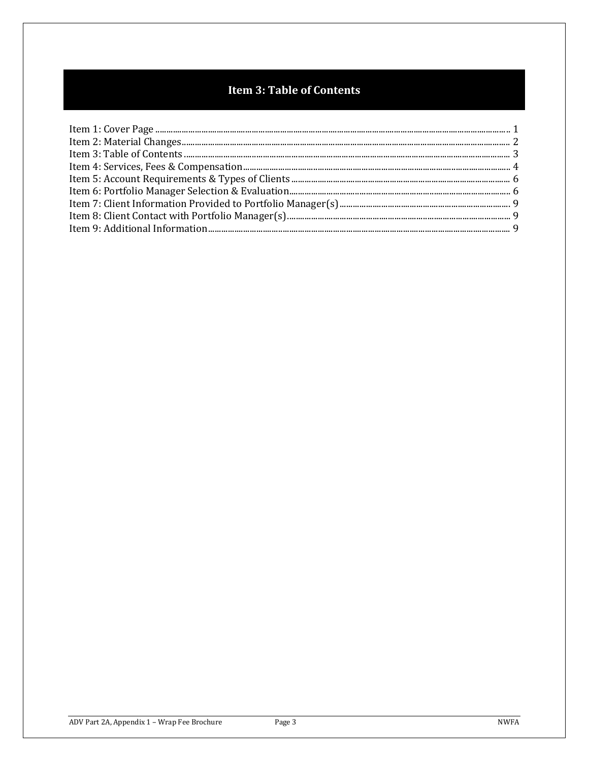# Item 3: Table of Contents

Item 1: Cover Page .......... 1
Item 2: Material Changes .......... 2
Item 3: Table of Contents .......... 3
Item 4: Services, Fees & Compensation .......... 4
Item 5: Account Requirements & Types of Clients .......... 6
Item 6: Portfolio Manager Selection & Evaluation .......... 6
Item 7: Client Information Provided to Portfolio Manager(s) .......... 9
Item 8: Client Contact with Portfolio Manager(s) .......... 9
Item 9: Additional Information .......... 9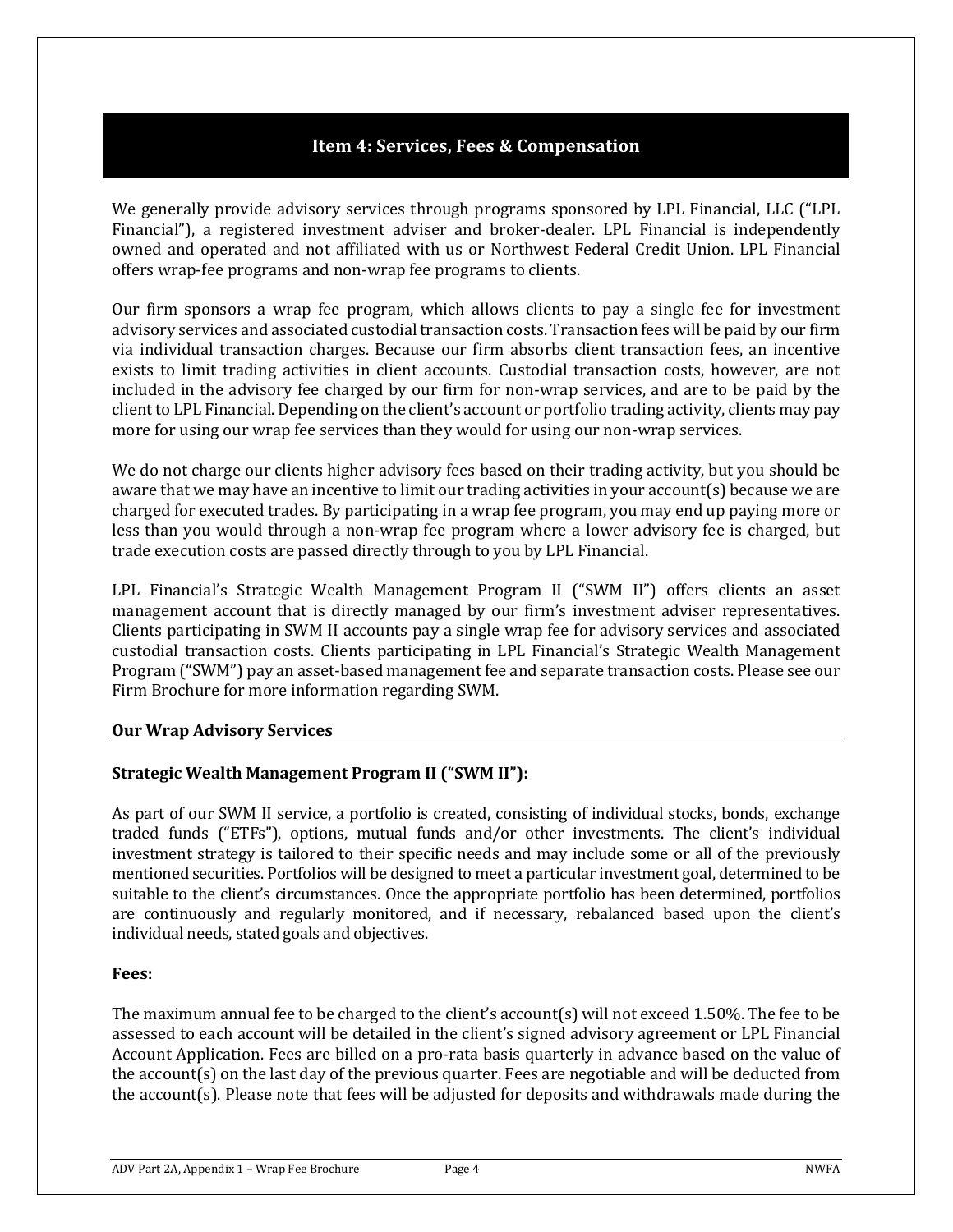## Item 4: Services, Fees & Compensation

We generally provide advisory services through programs sponsored by LPL Financial, LLC ("LPL Financial"), a registered investment adviser and broker-dealer. LPL Financial is independently owned and operated and not affiliated with us or Northwest Federal Credit Union. LPL Financial offers wrap-fee programs and non-wrap fee programs to clients.

Our firm sponsors a wrap fee program, which allows clients to pay a single fee for investment advisory services and associated custodial transaction costs. Transaction fees will be paid by our firm via individual transaction charges. Because our firm absorbs client transaction fees, an incentive exists to limit trading activities in client accounts. Custodial transaction costs, however, are not included in the advisory fee charged by our firm for non-wrap services, and are to be paid by the client to LPL Financial. Depending on the client's account or portfolio trading activity, clients may pay more for using our wrap fee services than they would for using our non-wrap services.

We do not charge our clients higher advisory fees based on their trading activity, but you should be aware that we may have an incentive to limit our trading activities in your account(s) because we are charged for executed trades. By participating in a wrap fee program, you may end up paying more or less than you would through a non-wrap fee program where a lower advisory fee is charged, but trade execution costs are passed directly through to you by LPL Financial.

LPL Financial's Strategic Wealth Management Program II ("SWM II") offers clients an asset management account that is directly managed by our firm's investment adviser representatives. Clients participating in SWM II accounts pay a single wrap fee for advisory services and associated custodial transaction costs. Clients participating in LPL Financial's Strategic Wealth Management Program ("SWM") pay an asset-based management fee and separate transaction costs. Please see our Firm Brochure for more information regarding SWM.

### Our Wrap Advisory Services

**Strategic Wealth Management Program II ("SWM II"):**

As part of our SWM II service, a portfolio is created, consisting of individual stocks, bonds, exchange traded funds ("ETFs"), options, mutual funds and/or other investments. The client's individual investment strategy is tailored to their specific needs and may include some or all of the previously mentioned securities. Portfolios will be designed to meet a particular investment goal, determined to be suitable to the client's circumstances. Once the appropriate portfolio has been determined, portfolios are continuously and regularly monitored, and if necessary, rebalanced based upon the client's individual needs, stated goals and objectives.

**Fees:**

The maximum annual fee to be charged to the client's account(s) will not exceed 1.50%. The fee to be assessed to each account will be detailed in the client's signed advisory agreement or LPL Financial Account Application. Fees are billed on a pro-rata basis quarterly in advance based on the value of the account(s) on the last day of the previous quarter. Fees are negotiable and will be deducted from the account(s). Please note that fees will be adjusted for deposits and withdrawals made during the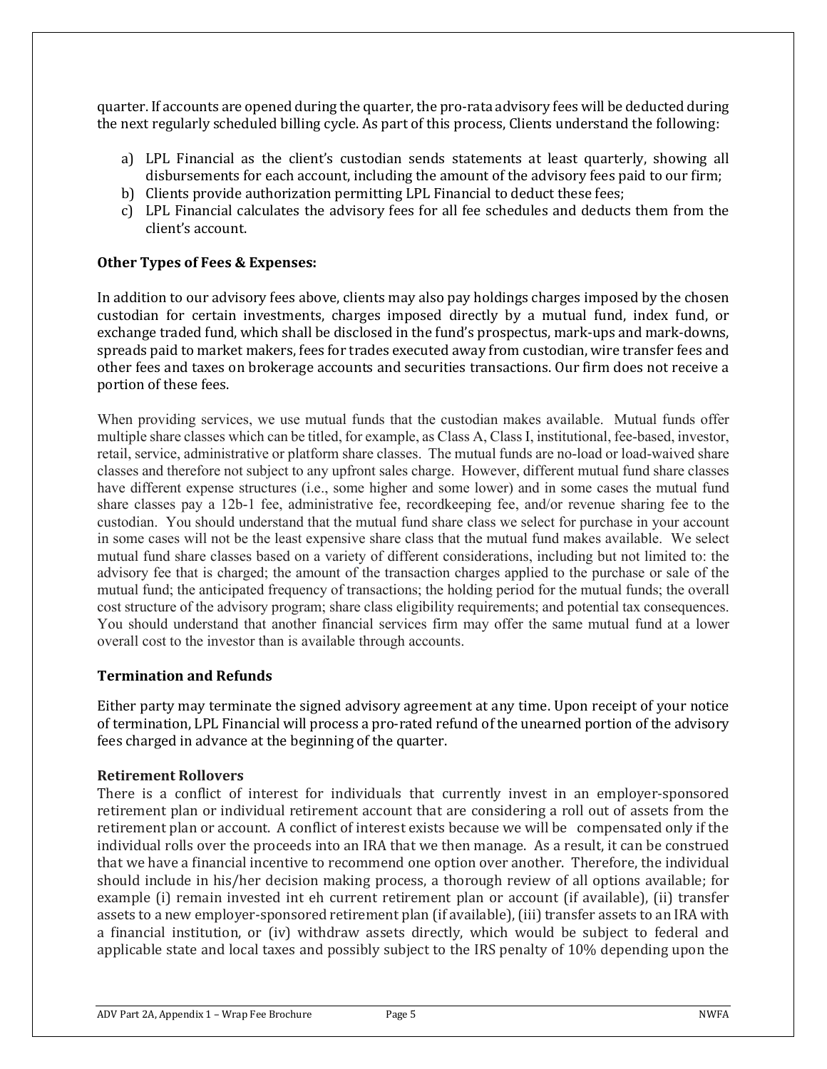quarter. If accounts are opened during the quarter, the pro-rata advisory fees will be deducted during the next regularly scheduled billing cycle. As part of this process, Clients understand the following:

a) LPL Financial as the client's custodian sends statements at least quarterly, showing all disbursements for each account, including the amount of the advisory fees paid to our firm;
b) Clients provide authorization permitting LPL Financial to deduct these fees;
c) LPL Financial calculates the advisory fees for all fee schedules and deducts them from the client's account.

**Other Types of Fees & Expenses:**

In addition to our advisory fees above, clients may also pay holdings charges imposed by the chosen custodian for certain investments, charges imposed directly by a mutual fund, index fund, or exchange traded fund, which shall be disclosed in the fund's prospectus, mark-ups and mark-downs, spreads paid to market makers, fees for trades executed away from custodian, wire transfer fees and other fees and taxes on brokerage accounts and securities transactions. Our firm does not receive a portion of these fees.

When providing services, we use mutual funds that the custodian makes available. Mutual funds offer multiple share classes which can be titled, for example, as Class A, Class I, institutional, fee-based, investor, retail, service, administrative or platform share classes. The mutual funds are no-load or load-waived share classes and therefore not subject to any upfront sales charge. However, different mutual fund share classes have different expense structures (i.e., some higher and some lower) and in some cases the mutual fund share classes pay a 12b-1 fee, administrative fee, recordkeeping fee, and/or revenue sharing fee to the custodian. You should understand that the mutual fund share class we select for purchase in your account in some cases will not be the least expensive share class that the mutual fund makes available. We select mutual fund share classes based on a variety of different considerations, including but not limited to: the advisory fee that is charged; the amount of the transaction charges applied to the purchase or sale of the mutual fund; the anticipated frequency of transactions; the holding period for the mutual funds; the overall cost structure of the advisory program; share class eligibility requirements; and potential tax consequences. You should understand that another financial services firm may offer the same mutual fund at a lower overall cost to the investor than is available through accounts.

**Termination and Refunds**

Either party may terminate the signed advisory agreement at any time. Upon receipt of your notice of termination, LPL Financial will process a pro-rated refund of the unearned portion of the advisory fees charged in advance at the beginning of the quarter.

**Retirement Rollovers**

There is a conflict of interest for individuals that currently invest in an employer-sponsored retirement plan or individual retirement account that are considering a roll out of assets from the retirement plan or account. A conflict of interest exists because we will be compensated only if the individual rolls over the proceeds into an IRA that we then manage. As a result, it can be construed that we have a financial incentive to recommend one option over another. Therefore, the individual should include in his/her decision making process, a thorough review of all options available; for example (i) remain invested int eh current retirement plan or account (if available), (ii) transfer assets to a new employer-sponsored retirement plan (if available), (iii) transfer assets to an IRA with a financial institution, or (iv) withdraw assets directly, which would be subject to federal and applicable state and local taxes and possibly subject to the IRS penalty of 10% depending upon the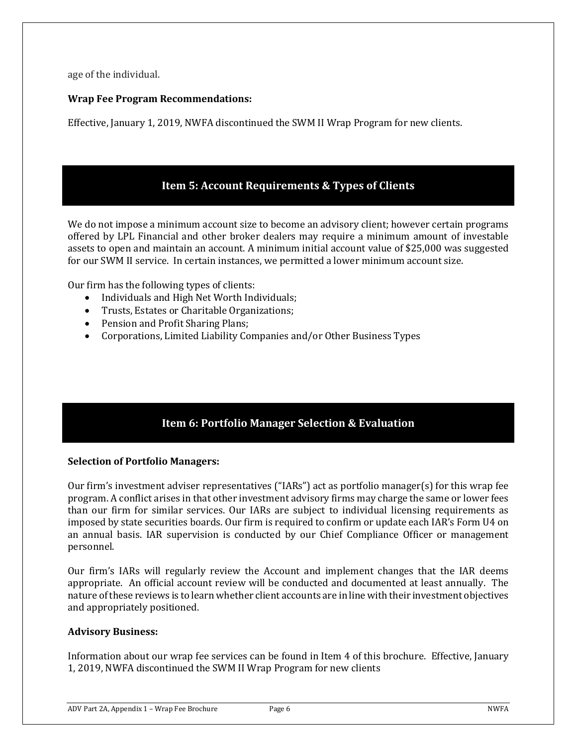age of the individual.

**Wrap Fee Program Recommendations:**

Effective, January 1, 2019, NWFA discontinued the SWM II Wrap Program for new clients.

## Item 5: Account Requirements & Types of Clients

We do not impose a minimum account size to become an advisory client; however certain programs offered by LPL Financial and other broker dealers may require a minimum amount of investable assets to open and maintain an account. A minimum initial account value of $25,000 was suggested for our SWM II service. In certain instances, we permitted a lower minimum account size.

Our firm has the following types of clients:

- Individuals and High Net Worth Individuals;
- Trusts, Estates or Charitable Organizations;
- Pension and Profit Sharing Plans;
- Corporations, Limited Liability Companies and/or Other Business Types

## Item 6: Portfolio Manager Selection & Evaluation

**Selection of Portfolio Managers:**

Our firm's investment adviser representatives ("IARs") act as portfolio manager(s) for this wrap fee program. A conflict arises in that other investment advisory firms may charge the same or lower fees than our firm for similar services. Our IARs are subject to individual licensing requirements as imposed by state securities boards. Our firm is required to confirm or update each IAR's Form U4 on an annual basis. IAR supervision is conducted by our Chief Compliance Officer or management personnel.

Our firm's IARs will regularly review the Account and implement changes that the IAR deems appropriate. An official account review will be conducted and documented at least annually. The nature of these reviews is to learn whether client accounts are in line with their investment objectives and appropriately positioned.

**Advisory Business:**

Information about our wrap fee services can be found in Item 4 of this brochure. Effective, January 1, 2019, NWFA discontinued the SWM II Wrap Program for new clients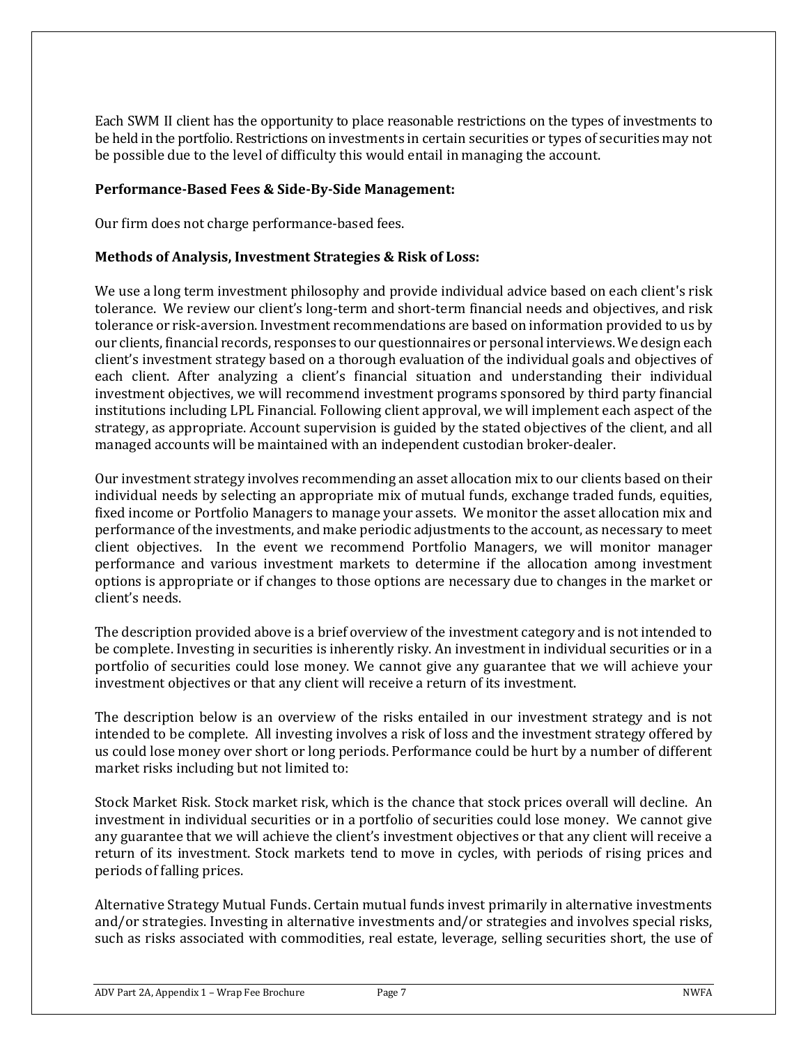Each SWM II client has the opportunity to place reasonable restrictions on the types of investments to be held in the portfolio. Restrictions on investments in certain securities or types of securities may not be possible due to the level of difficulty this would entail in managing the account.

**Performance-Based Fees & Side-By-Side Management:**

Our firm does not charge performance-based fees.

**Methods of Analysis, Investment Strategies & Risk of Loss:**

We use a long term investment philosophy and provide individual advice based on each client's risk tolerance. We review our client's long-term and short-term financial needs and objectives, and risk tolerance or risk-aversion. Investment recommendations are based on information provided to us by our clients, financial records, responses to our questionnaires or personal interviews. We design each client's investment strategy based on a thorough evaluation of the individual goals and objectives of each client. After analyzing a client's financial situation and understanding their individual investment objectives, we will recommend investment programs sponsored by third party financial institutions including LPL Financial. Following client approval, we will implement each aspect of the strategy, as appropriate. Account supervision is guided by the stated objectives of the client, and all managed accounts will be maintained with an independent custodian broker-dealer.

Our investment strategy involves recommending an asset allocation mix to our clients based on their individual needs by selecting an appropriate mix of mutual funds, exchange traded funds, equities, fixed income or Portfolio Managers to manage your assets. We monitor the asset allocation mix and performance of the investments, and make periodic adjustments to the account, as necessary to meet client objectives. In the event we recommend Portfolio Managers, we will monitor manager performance and various investment markets to determine if the allocation among investment options is appropriate or if changes to those options are necessary due to changes in the market or client's needs.

The description provided above is a brief overview of the investment category and is not intended to be complete. Investing in securities is inherently risky. An investment in individual securities or in a portfolio of securities could lose money. We cannot give any guarantee that we will achieve your investment objectives or that any client will receive a return of its investment.

The description below is an overview of the risks entailed in our investment strategy and is not intended to be complete. All investing involves a risk of loss and the investment strategy offered by us could lose money over short or long periods. Performance could be hurt by a number of different market risks including but not limited to:

Stock Market Risk. Stock market risk, which is the chance that stock prices overall will decline. An investment in individual securities or in a portfolio of securities could lose money. We cannot give any guarantee that we will achieve the client's investment objectives or that any client will receive a return of its investment. Stock markets tend to move in cycles, with periods of rising prices and periods of falling prices.

Alternative Strategy Mutual Funds. Certain mutual funds invest primarily in alternative investments and/or strategies. Investing in alternative investments and/or strategies and involves special risks, such as risks associated with commodities, real estate, leverage, selling securities short, the use of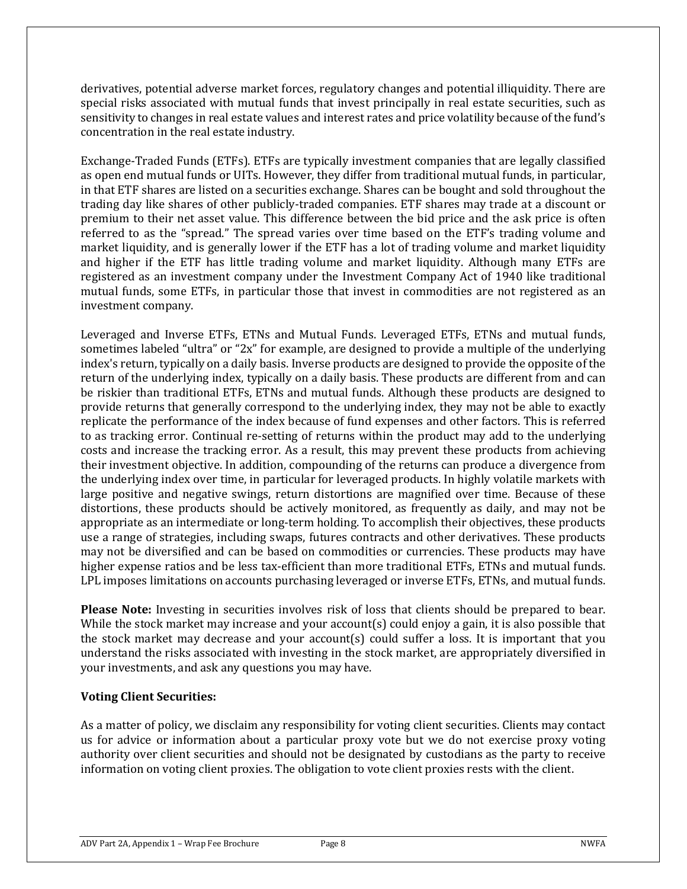derivatives, potential adverse market forces, regulatory changes and potential illiquidity. There are special risks associated with mutual funds that invest principally in real estate securities, such as sensitivity to changes in real estate values and interest rates and price volatility because of the fund's concentration in the real estate industry.

Exchange-Traded Funds (ETFs). ETFs are typically investment companies that are legally classified as open end mutual funds or UITs. However, they differ from traditional mutual funds, in particular, in that ETF shares are listed on a securities exchange. Shares can be bought and sold throughout the trading day like shares of other publicly-traded companies. ETF shares may trade at a discount or premium to their net asset value. This difference between the bid price and the ask price is often referred to as the "spread." The spread varies over time based on the ETF's trading volume and market liquidity, and is generally lower if the ETF has a lot of trading volume and market liquidity and higher if the ETF has little trading volume and market liquidity. Although many ETFs are registered as an investment company under the Investment Company Act of 1940 like traditional mutual funds, some ETFs, in particular those that invest in commodities are not registered as an investment company.

Leveraged and Inverse ETFs, ETNs and Mutual Funds. Leveraged ETFs, ETNs and mutual funds, sometimes labeled "ultra" or "2x" for example, are designed to provide a multiple of the underlying index's return, typically on a daily basis. Inverse products are designed to provide the opposite of the return of the underlying index, typically on a daily basis. These products are different from and can be riskier than traditional ETFs, ETNs and mutual funds. Although these products are designed to provide returns that generally correspond to the underlying index, they may not be able to exactly replicate the performance of the index because of fund expenses and other factors. This is referred to as tracking error. Continual re-setting of returns within the product may add to the underlying costs and increase the tracking error. As a result, this may prevent these products from achieving their investment objective. In addition, compounding of the returns can produce a divergence from the underlying index over time, in particular for leveraged products. In highly volatile markets with large positive and negative swings, return distortions are magnified over time. Because of these distortions, these products should be actively monitored, as frequently as daily, and may not be appropriate as an intermediate or long-term holding. To accomplish their objectives, these products use a range of strategies, including swaps, futures contracts and other derivatives. These products may not be diversified and can be based on commodities or currencies. These products may have higher expense ratios and be less tax-efficient than more traditional ETFs, ETNs and mutual funds. LPL imposes limitations on accounts purchasing leveraged or inverse ETFs, ETNs, and mutual funds.

**Please Note:** Investing in securities involves risk of loss that clients should be prepared to bear. While the stock market may increase and your account(s) could enjoy a gain, it is also possible that the stock market may decrease and your account(s) could suffer a loss. It is important that you understand the risks associated with investing in the stock market, are appropriately diversified in your investments, and ask any questions you may have.

**Voting Client Securities:**

As a matter of policy, we disclaim any responsibility for voting client securities. Clients may contact us for advice or information about a particular proxy vote but we do not exercise proxy voting authority over client securities and should not be designated by custodians as the party to receive information on voting client proxies. The obligation to vote client proxies rests with the client.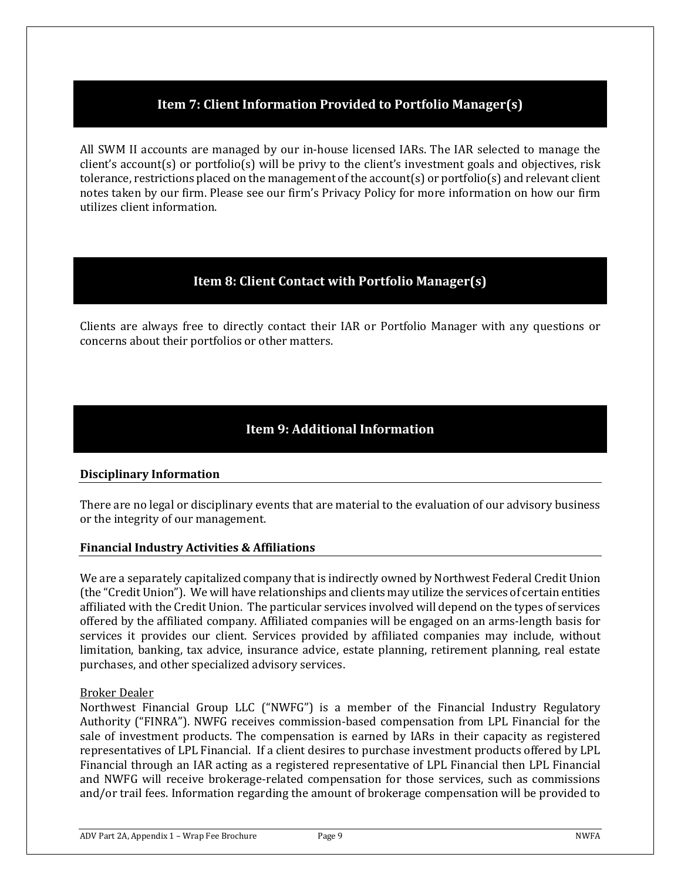## Item 7: Client Information Provided to Portfolio Manager(s)

All SWM II accounts are managed by our in-house licensed IARs. The IAR selected to manage the client's account(s) or portfolio(s) will be privy to the client's investment goals and objectives, risk tolerance, restrictions placed on the management of the account(s) or portfolio(s) and relevant client notes taken by our firm. Please see our firm's Privacy Policy for more information on how our firm utilizes client information.

## Item 8: Client Contact with Portfolio Manager(s)

Clients are always free to directly contact their IAR or Portfolio Manager with any questions or concerns about their portfolios or other matters.

## Item 9: Additional Information

### Disciplinary Information

There are no legal or disciplinary events that are material to the evaluation of our advisory business or the integrity of our management.

### Financial Industry Activities & Affiliations

We are a separately capitalized company that is indirectly owned by Northwest Federal Credit Union (the "Credit Union"). We will have relationships and clients may utilize the services of certain entities affiliated with the Credit Union. The particular services involved will depend on the types of services offered by the affiliated company. Affiliated companies will be engaged on an arms-length basis for services it provides our client. Services provided by affiliated companies may include, without limitation, banking, tax advice, insurance advice, estate planning, retirement planning, real estate purchases, and other specialized advisory services.

Broker Dealer

Northwest Financial Group LLC ("NWFG") is a member of the Financial Industry Regulatory Authority ("FINRA"). NWFG receives commission-based compensation from LPL Financial for the sale of investment products. The compensation is earned by IARs in their capacity as registered representatives of LPL Financial. If a client desires to purchase investment products offered by LPL Financial through an IAR acting as a registered representative of LPL Financial then LPL Financial and NWFG will receive brokerage-related compensation for those services, such as commissions and/or trail fees. Information regarding the amount of brokerage compensation will be provided to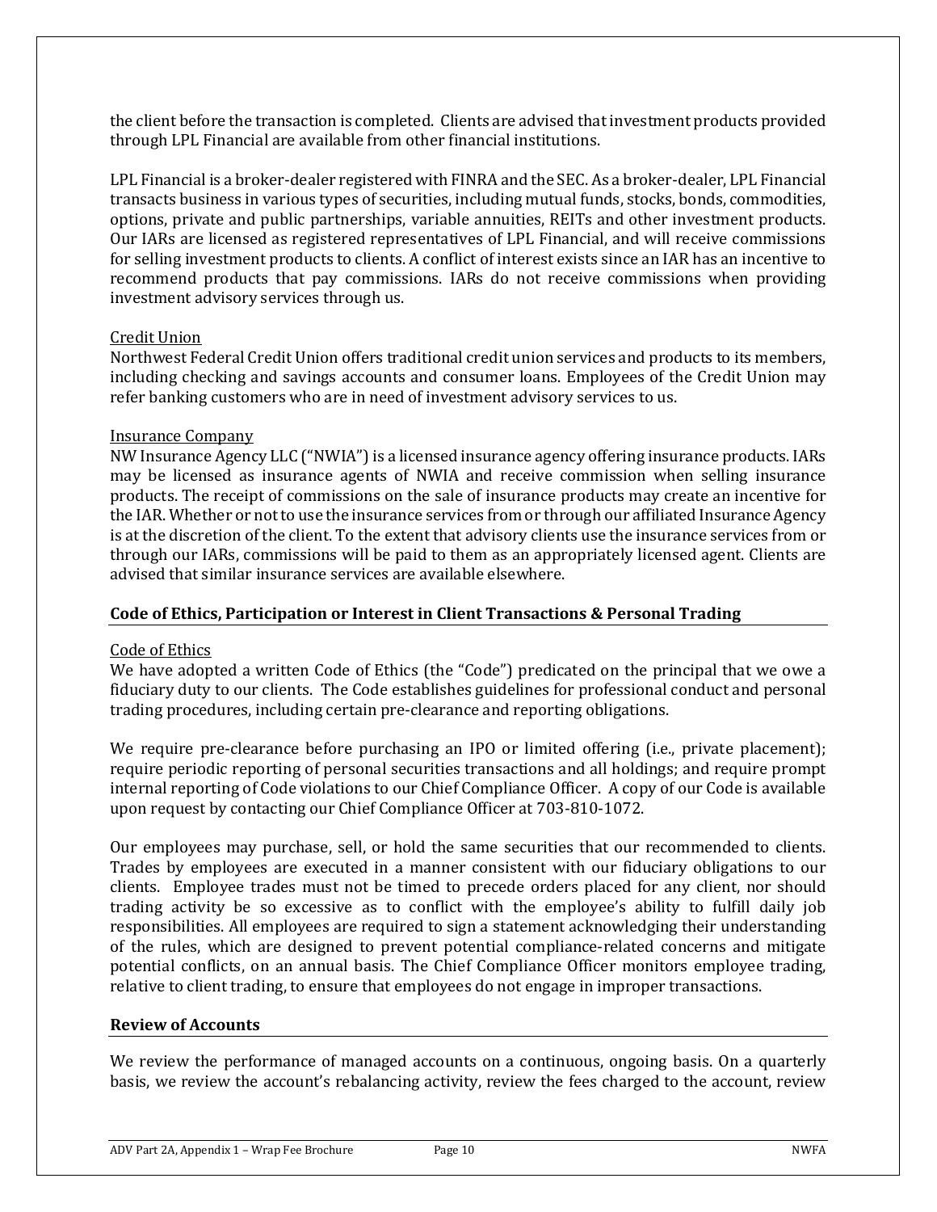the client before the transaction is completed. Clients are advised that investment products provided through LPL Financial are available from other financial institutions.

LPL Financial is a broker-dealer registered with FINRA and the SEC. As a broker-dealer, LPL Financial transacts business in various types of securities, including mutual funds, stocks, bonds, commodities, options, private and public partnerships, variable annuities, REITs and other investment products. Our IARs are licensed as registered representatives of LPL Financial, and will receive commissions for selling investment products to clients. A conflict of interest exists since an IAR has an incentive to recommend products that pay commissions. IARs do not receive commissions when providing investment advisory services through us.

Credit Union

Northwest Federal Credit Union offers traditional credit union services and products to its members, including checking and savings accounts and consumer loans. Employees of the Credit Union may refer banking customers who are in need of investment advisory services to us.

Insurance Company

NW Insurance Agency LLC ("NWIA") is a licensed insurance agency offering insurance products. IARs may be licensed as insurance agents of NWIA and receive commission when selling insurance products. The receipt of commissions on the sale of insurance products may create an incentive for the IAR. Whether or not to use the insurance services from or through our affiliated Insurance Agency is at the discretion of the client. To the extent that advisory clients use the insurance services from or through our IARs, commissions will be paid to them as an appropriately licensed agent. Clients are advised that similar insurance services are available elsewhere.

## Code of Ethics, Participation or Interest in Client Transactions & Personal Trading

Code of Ethics

We have adopted a written Code of Ethics (the "Code") predicated on the principal that we owe a fiduciary duty to our clients. The Code establishes guidelines for professional conduct and personal trading procedures, including certain pre-clearance and reporting obligations.

We require pre-clearance before purchasing an IPO or limited offering (i.e., private placement); require periodic reporting of personal securities transactions and all holdings; and require prompt internal reporting of Code violations to our Chief Compliance Officer. A copy of our Code is available upon request by contacting our Chief Compliance Officer at 703-810-1072.

Our employees may purchase, sell, or hold the same securities that our recommended to clients. Trades by employees are executed in a manner consistent with our fiduciary obligations to our clients. Employee trades must not be timed to precede orders placed for any client, nor should trading activity be so excessive as to conflict with the employee's ability to fulfill daily job responsibilities. All employees are required to sign a statement acknowledging their understanding of the rules, which are designed to prevent potential compliance-related concerns and mitigate potential conflicts, on an annual basis. The Chief Compliance Officer monitors employee trading, relative to client trading, to ensure that employees do not engage in improper transactions.

## Review of Accounts

We review the performance of managed accounts on a continuous, ongoing basis. On a quarterly basis, we review the account's rebalancing activity, review the fees charged to the account, review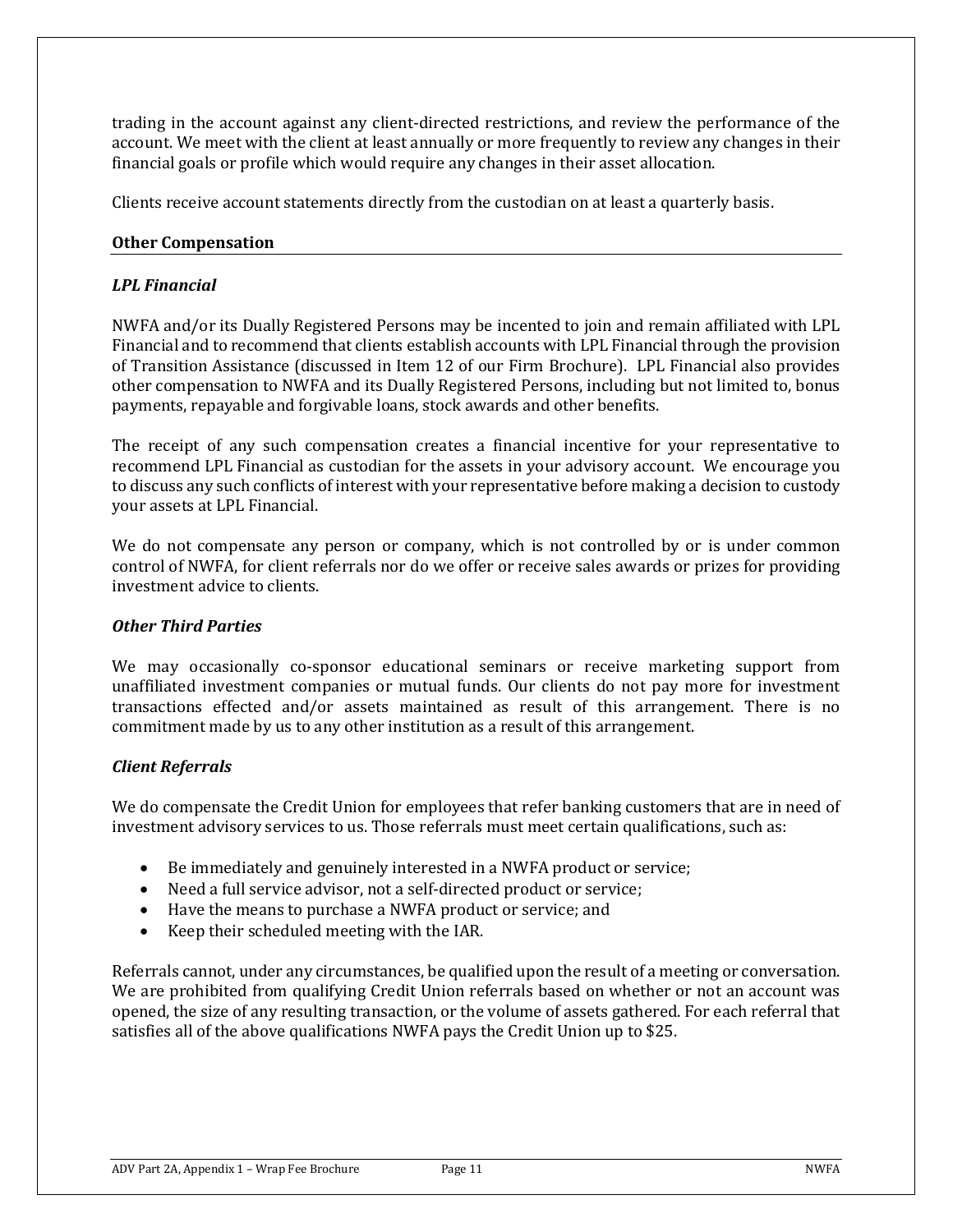trading in the account against any client-directed restrictions, and review the performance of the account. We meet with the client at least annually or more frequently to review any changes in their financial goals or profile which would require any changes in their asset allocation.

Clients receive account statements directly from the custodian on at least a quarterly basis.

## Other Compensation

### *LPL Financial*

NWFA and/or its Dually Registered Persons may be incented to join and remain affiliated with LPL Financial and to recommend that clients establish accounts with LPL Financial through the provision of Transition Assistance (discussed in Item 12 of our Firm Brochure). LPL Financial also provides other compensation to NWFA and its Dually Registered Persons, including but not limited to, bonus payments, repayable and forgivable loans, stock awards and other benefits.

The receipt of any such compensation creates a financial incentive for your representative to recommend LPL Financial as custodian for the assets in your advisory account. We encourage you to discuss any such conflicts of interest with your representative before making a decision to custody your assets at LPL Financial.

We do not compensate any person or company, which is not controlled by or is under common control of NWFA, for client referrals nor do we offer or receive sales awards or prizes for providing investment advice to clients.

### *Other Third Parties*

We may occasionally co-sponsor educational seminars or receive marketing support from unaffiliated investment companies or mutual funds. Our clients do not pay more for investment transactions effected and/or assets maintained as result of this arrangement. There is no commitment made by us to any other institution as a result of this arrangement.

### *Client Referrals*

We do compensate the Credit Union for employees that refer banking customers that are in need of investment advisory services to us. Those referrals must meet certain qualifications, such as:

- Be immediately and genuinely interested in a NWFA product or service;
- Need a full service advisor, not a self-directed product or service;
- Have the means to purchase a NWFA product or service; and
- Keep their scheduled meeting with the IAR.

Referrals cannot, under any circumstances, be qualified upon the result of a meeting or conversation. We are prohibited from qualifying Credit Union referrals based on whether or not an account was opened, the size of any resulting transaction, or the volume of assets gathered. For each referral that satisfies all of the above qualifications NWFA pays the Credit Union up to $25.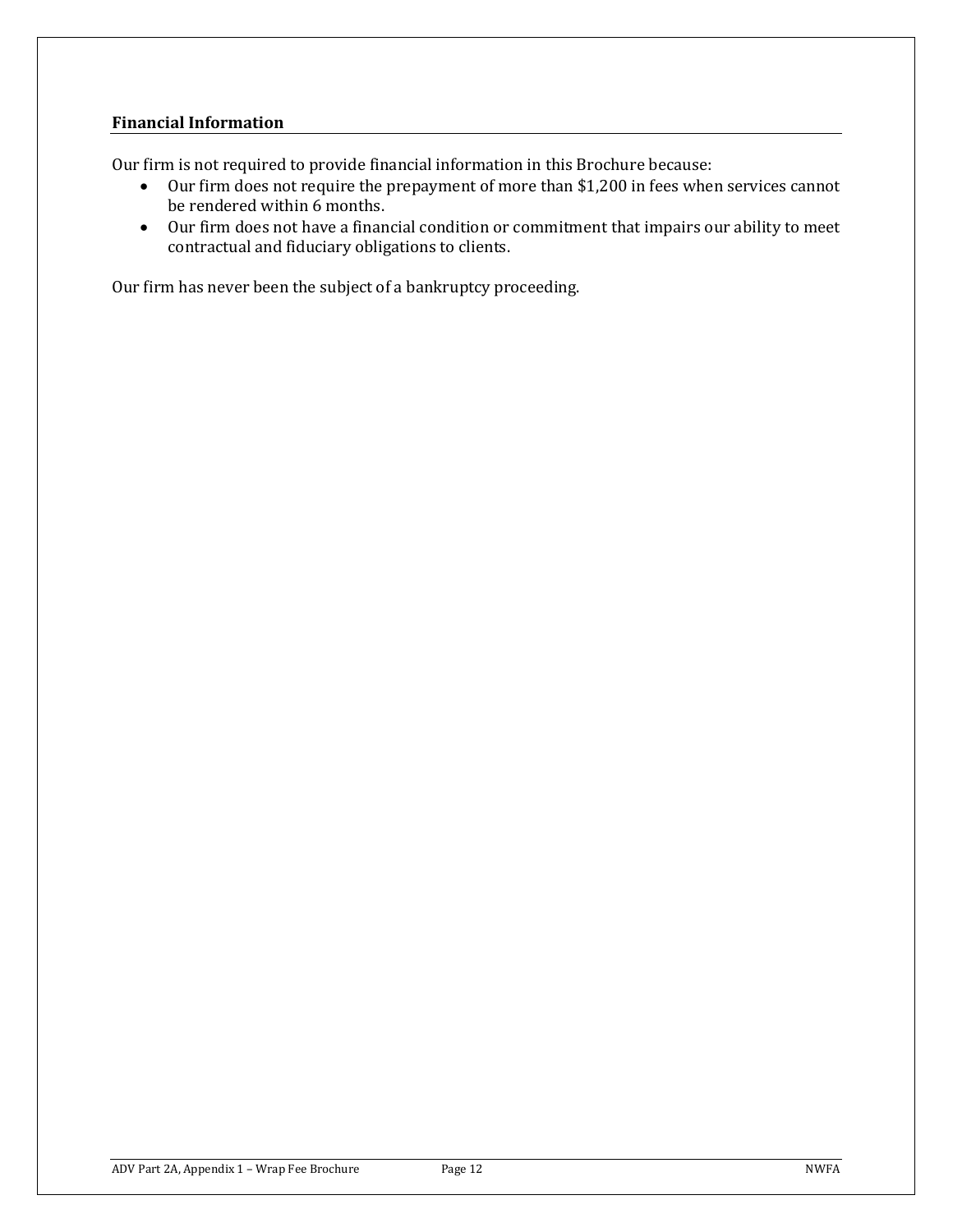## Financial Information

Our firm is not required to provide financial information in this Brochure because:

- Our firm does not require the prepayment of more than $1,200 in fees when services cannot be rendered within 6 months.
- Our firm does not have a financial condition or commitment that impairs our ability to meet contractual and fiduciary obligations to clients.

Our firm has never been the subject of a bankruptcy proceeding.